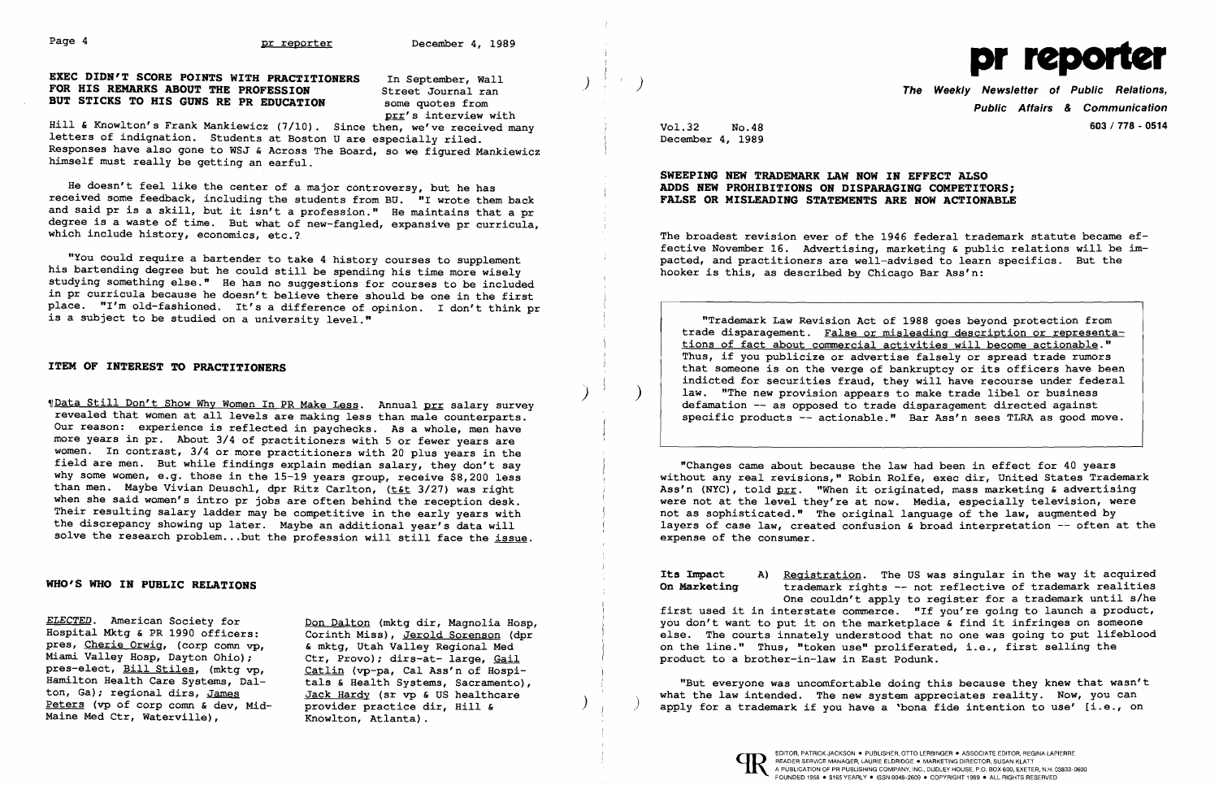**EXEC DIDN'T SCORE POINTS WITH PRACTITIONERS FOR HIS REMARKS ABOUT THE PROFESSION BUT STICKS TO HIS GUNS RE PR EDUCATION**

In September, Wall Street Journal ran some quotes from prr's interview with Hill & Knowlton's Frank Mankiewicz (7/10). Since then, we've received many letters of indignation. Students at Boston U are especially riled. Responses have also gone to WSJ & Across The Board, so we figured Mankiewicz himself must really be getting an earful.

He doesn't feel like the center of a major controversy, but he has received some feedback, including the students from BU. "I wrote them back and said pr is a skill, but it isn't a profession." He maintains that a pr degree is a waste of time. But what of new-fangled, expansive pr curricula, which include history, economics, etc.?

"You could require a bartender to take 4 history courses to supplement his bartending degree but he could still be spending his time more wisely studying something else." He has no suggestions for courses to be included in pr curricula because he doesn't believe there should be one in the first place. "I'm old-fashioned. It's a difference of opinion. I don't think pr is a subject to be studied on a university level."

## ITEM OF INTEREST TO PRACTITIONERS

¶Data Still Don't Show Why Women In PR Make Less. Annual prr salary survey revealed that women at all levels are making less than male counterparts. Our reason: experience is reflected in paychecks. As a whole, men have more years in pr. About 3/4 of practitioners with 5 or fewer years are women. In contrast, 3/4 or more practitioners with 20 plus years in the field are men. But while findings explain median salary, they don't say why some women, e.g. those in the 15-19 years group, receive $8,200 less than men. Maybe Vivian Deuschl, dpr Ritz Carlton, (t&t 3/27) was right when she said women's intro pr jobs are often behind the reception desk. Their resulting salary ladder may be competitive in the early years with the discrepancy showing up later. Maybe an additional year's data will solve the research problem...but the profession will still face the issue.

## WHO'S WHO IN PUBLIC RELATIONS

*ELECTED*. American Society for Hospital Mktg & PR 1990 officers: pres, Cherie Orwig, (corp comn vp, Miami Valley Hosp, Dayton Ohio); pres-elect, Bill Stiles, (mktg vp, Hamilton Health Care Systems, Dalton, Ga); regional dirs, James Peters (vp of corp comn & dev, Mid-Maine Med Ctr, Waterville), Don Dalton (mktg dir, Magnolia Hosp, Corinth Miss), Jerold Sorenson (dpr & mktg, Utah Valley Regional Med Ctr, Provo); dirs-at- large, Gail Catlin (vp-pa, Cal Ass'n of Hospitals & Health Systems, Sacramento), Jack Hardy (sr vp & US healthcare provider practice dir, Hill & Knowlton, Atlanta).

# pr reporter

**The Weekly Newsletter of Public Relations, Public Affairs & Communication**

603 / 778 - 0514

Vol.32 No.48
December 4, 1989

## SWEEPING NEW TRADEMARK LAW NOW IN EFFECT ALSO ADDS NEW PROHIBITIONS ON DISPARAGING COMPETITORS; FALSE OR MISLEADING STATEMENTS ARE NOW ACTIONABLE

The broadest revision ever of the 1946 federal trademark statute became effective November 16. Advertising, marketing & public relations will be impacted, and practitioners are well-advised to learn specifics. But the hooker is this, as described by Chicago Bar Ass'n:

> "Trademark Law Revision Act of 1988 goes beyond protection from trade disparagement. False or misleading description or representations of fact about commercial activities will become actionable." Thus, if you publicize or advertise falsely or spread trade rumors that someone is on the verge of bankruptcy or its officers have been indicted for securities fraud, they will have recourse under federal law. "The new provision appears to make trade libel or business defamation -- as opposed to trade disparagement directed against specific products -- actionable." Bar Ass'n sees TLRA as good move.

"Changes came about because the law had been in effect for 40 years without any real revisions," Robin Rolfe, exec dir, United States Trademark Ass'n (NYC), told prr. "When it originated, mass marketing & advertising were not at the level they're at now. Media, especially television, were not as sophisticated." The original language of the law, augmented by layers of case law, created confusion & broad interpretation -- often at the expense of the consumer.

**Its Impact On Marketing**

A) Registration. The US was singular in the way it acquired trademark rights -- not reflective of trademark realities. One couldn't apply to register for a trademark until s/he first used it in interstate commerce. "If you're going to launch a product, you don't want to put it on the marketplace & find it infringes on someone else. The courts innately understood that no one was going to put lifeblood on the line." Thus, "token use" proliferated, i.e., first selling the product to a brother-in-law in East Podunk.

"But everyone was uncomfortable doing this because they knew that wasn't what the law intended. The new system appreciates reality. Now, you can apply for a trademark if you have a 'bona fide intention to use' [i.e., on

EDITOR, PATRICK JACKSON • PUBLISHER, OTTO LERBINGER • ASSOCIATE EDITOR, REGINA LAPIERRE
READER SERVICE MANAGER, LAURIE ELDRIDGE • MARKETING DIRECTOR, SUSAN KLATT
A PUBLICATION OF PR PUBLISHING COMPANY, INC., DUDLEY HOUSE, P.O. BOX 600, EXETER, N.H. 03833-0600
FOUNDED 1958 • $165 YEARLY • ISSN 0048-2609 • COPYRIGHT 1989 • ALL RIGHTS RESERVED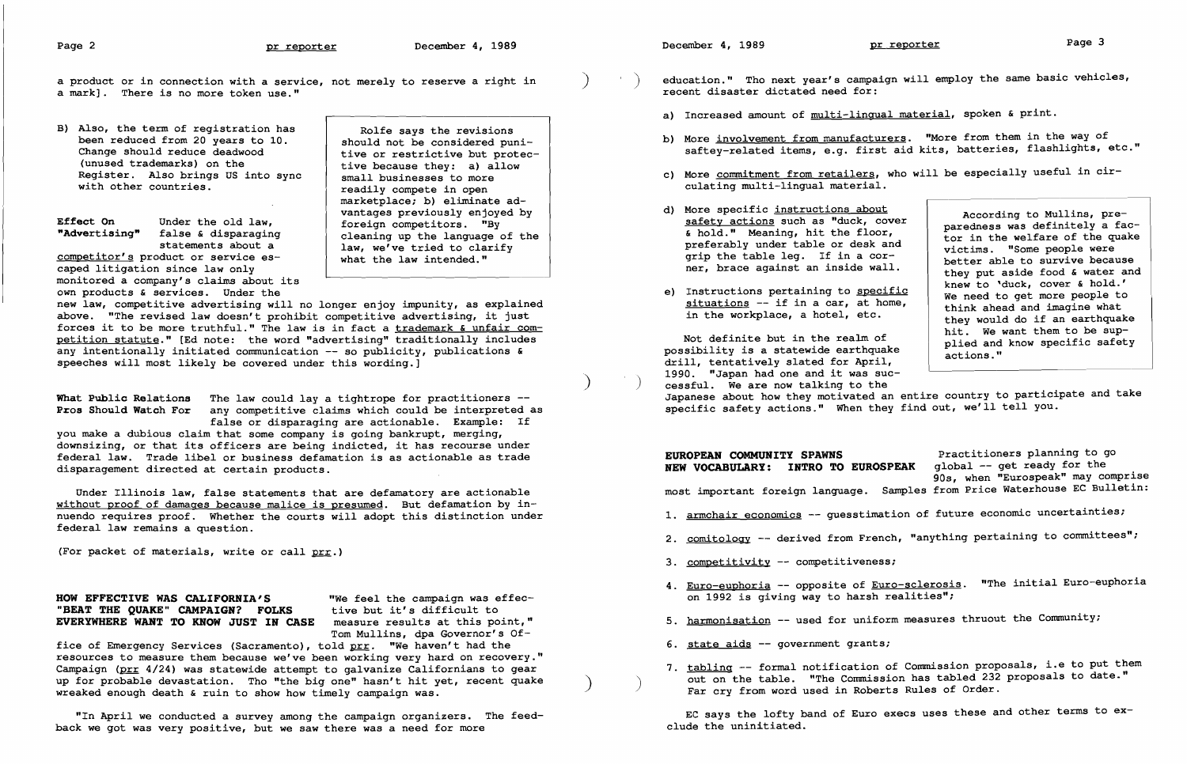a product or in connection with a service, not merely to reserve a right in a mark]. There is no more token use."

B) Also, the term of registration has been reduced from 20 years to 10. Change should reduce deadwood (unused trademarks) on the Register. Also brings US into sync with other countries.

> Rolfe says the revisions should not be considered punitive or restrictive but protective because they: a) allow small businesses to more readily compete in open marketplace; b) eliminate advantages previously enjoyed by foreign competitors. "By cleaning up the language of the law, we've tried to clarify what the law intended."

**Effect On "Advertising"** Under the old law, false & disparaging statements about a competitor's product or service escaped litigation since law only monitored a company's claims about its own products & services. Under the new law, competitive advertising will no longer enjoy impunity, as explained above. "The revised law doesn't prohibit competitive advertising, it just forces it to be more truthful." The law is in fact a trademark & unfair competition statute." [Ed note: the word "advertising" traditionally includes any intentionally initiated communication -- so publicity, publications & speeches will most likely be covered under this wording.]

**What Public Relations Pros Should Watch For** The law could lay a tightrope for practitioners -- any competitive claims which could be interpreted as false or disparaging are actionable. Example: If you make a dubious claim that some company is going bankrupt, merging, downsizing, or that its officers are being indicted, it has recourse under federal law. Trade libel or business defamation is as actionable as trade disparagement directed at certain products.

Under Illinois law, false statements that are defamatory are actionable without proof of damages because malice is presumed. But defamation by innuendo requires proof. Whether the courts will adopt this distinction under federal law remains a question.

(For packet of materials, write or call prr.)

## HOW EFFECTIVE WAS CALIFORNIA'S "BEAT THE QUAKE" CAMPAIGN? FOLKS EVERYWHERE WANT TO KNOW JUST IN CASE

"We feel the campaign was effective but it's difficult to measure results at this point," Tom Mullins, dpa Governor's Office of Emergency Services (Sacramento), told prr. "We haven't had the resources to measure them because we've been working very hard on recovery." Campaign (prr 4/24) was statewide attempt to galvanize Californians to gear up for probable devastation. Tho "the big one" hasn't hit yet, recent quake wreaked enough death & ruin to show how timely campaign was.

"In April we conducted a survey among the campaign organizers. The feedback we got was very positive, but we saw there was a need for more education." Tho next year's campaign will employ the same basic vehicles, recent disaster dictated need for:

a) Increased amount of multi-lingual material, spoken & print.

b) More involvement from manufacturers. "More from them in the way of saftey-related items, e.g. first aid kits, batteries, flashlights, etc."

c) More commitment from retailers, who will be especially useful in circulating multi-lingual material.

d) More specific instructions about safety actions such as "duck, cover & hold." Meaning, hit the floor, preferably under table or desk and grip the table leg. If in a corner, brace against an inside wall.

e) Instructions pertaining to specific situations -- if in a car, at home, in the workplace, a hotel, etc.

> According to Mullins, preparedness was definitely a factor in the welfare of the quake victims. "Some people were better able to survive because they put aside food & water and knew to 'duck, cover & hold.' We need to get more people to think ahead and imagine what they would do if an earthquake hit. We want them to be supplied and know specific safety actions."

Not definite but in the realm of possibility is a statewide earthquake drill, tentatively slated for April, 1990. "Japan had one and it was successful. We are now talking to the Japanese about how they motivated an entire country to participate and take specific safety actions." When they find out, we'll tell you.

## EUROPEAN COMMUNITY SPAWNS NEW VOCABULARY: INTRO TO EUROSPEAK

Practitioners planning to go global -- get ready for the 90s, when "Eurospeak" may comprise most important foreign language. Samples from Price Waterhouse EC Bulletin:

1. armchair economics -- guesstimation of future economic uncertainties;

2. comitology -- derived from French, "anything pertaining to committees";

3. competitivity -- competitiveness;

4. Euro-euphoria -- opposite of Euro-sclerosis. "The initial Euro-euphoria on 1992 is giving way to harsh realities";

5. harmonisation -- used for uniform measures thruout the Community;

6. state aids -- government grants;

7. tabling -- formal notification of Commission proposals, i.e to put them out on the table. "The Commission has tabled 232 proposals to date." Far cry from word used in Roberts Rules of Order.

EC says the lofty band of Euro execs uses these and other terms to exclude the uninitiated.